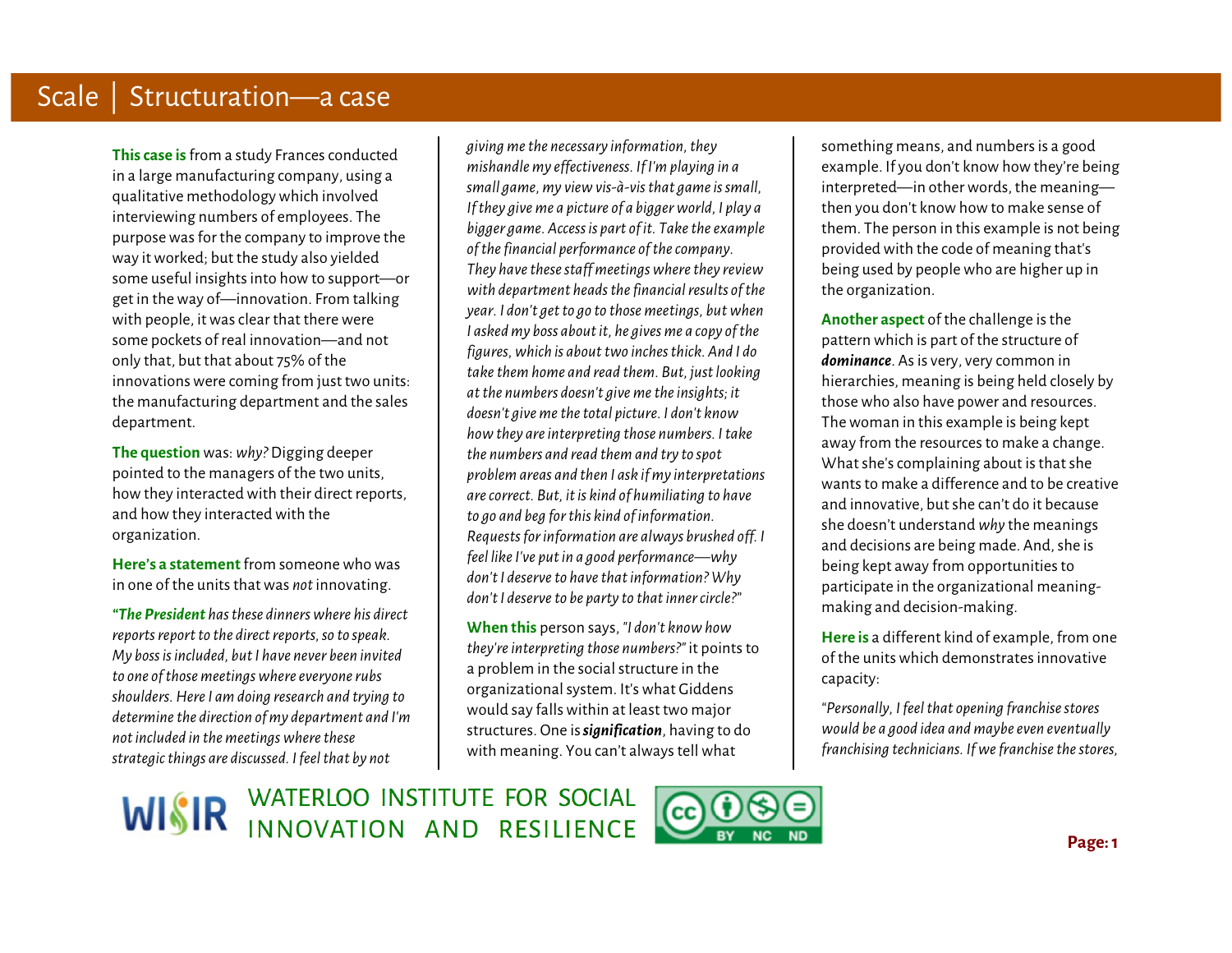# Scale | Structuration—a case

**This case is** from a study Frances conducted in a large manufacturing company, using a qualitative methodology which involved interviewing numbers of employees. The purpose was for the company to improve the way it worked; but the study also yielded some useful insights into how to support—or get in the way of—innovation. From talking with people, it was clear that there were some pockets of real innovation—and not only that, but that about 75% of the innovations were coming from just two units: the manufacturing department and the sales department.

**The question** was: *why?* Digging deeper pointed to the managers of the two units, how they interacted with their direct reports, and how they interacted with the organization.

**Here's a statement** from someone who was in one of the units that was *not* innovating.

*"**The President** has these dinners where his direct reports report to the direct reports, so to speak. My boss is included, but I have never been invited to one of those meetings where everyone rubs shoulders. Here I am doing research and trying to determine the direction of my department and I'm not included in the meetings where these strategic things are discussed. I feel that by not giving me the necessary information, they mishandle my effectiveness. If I'm playing in a small game, my view vis-à-vis that game is small, If they give me a picture of a bigger world, I play a bigger game. Access is part of it. Take the example of the financial performance of the company. They have these staff meetings where they review with department heads the financial results of the year. I don't get to go to those meetings, but when I asked my boss about it, he gives me a copy of the figures, which is about two inches thick. And I do take them home and read them. But, just looking at the numbers doesn't give me the insights; it doesn't give me the total picture. I don't know how they are interpreting those numbers. I take the numbers and read them and try to spot problem areas and then I ask if my interpretations are correct. But, it is kind of humiliating to have to go and beg for this kind of information. Requests for information are always brushed off. I feel like I've put in a good performance—why don't I deserve to have that information? Why don't I deserve to be party to that inner circle?"*

**When this** person says, *"I don't know how they're interpreting those numbers?"* it points to a problem in the social structure in the organizational system. It's what Giddens would say falls within at least two major structures. One is ***signification***, having to do with meaning. You can't always tell what something means, and numbers is a good example. If you don't know how they're being interpreted—in other words, the meaning—then you don't know how to make sense of them. The person in this example is not being provided with the code of meaning that's being used by people who are higher up in the organization.

**Another aspect** of the challenge is the pattern which is part of the structure of ***dominance***. As is very, very common in hierarchies, meaning is being held closely by those who also have power and resources. The woman in this example is being kept away from the resources to make a change. What she's complaining about is that she wants to make a difference and to be creative and innovative, but she can't do it because she doesn't understand *why* the meanings and decisions are being made. And, she is being kept away from opportunities to participate in the organizational meaning-making and decision-making.

**Here is** a different kind of example, from one of the units which demonstrates innovative capacity:

*"Personally, I feel that opening franchise stores would be a good idea and maybe even eventually franchising technicians. If we franchise the stores,*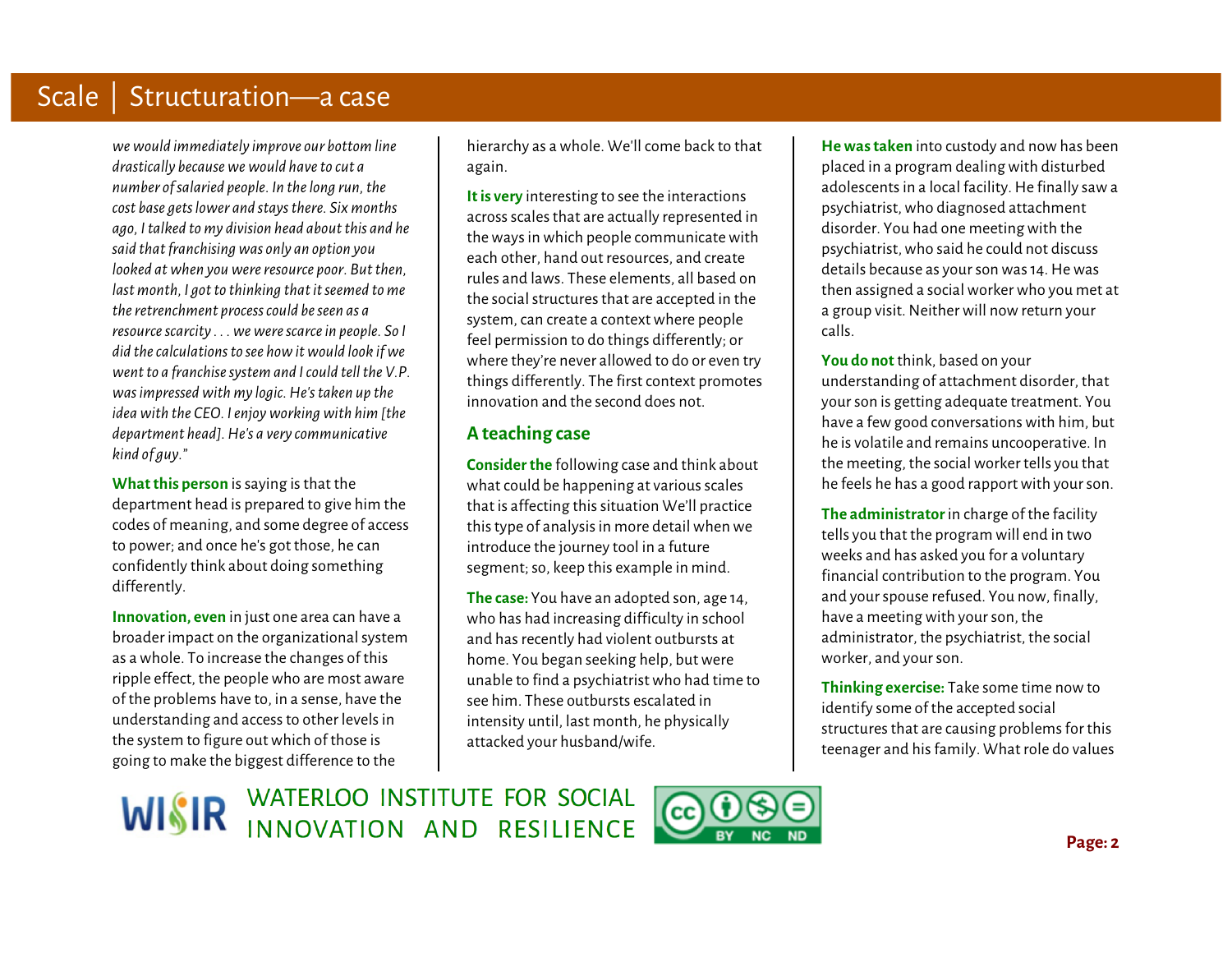*we would immediately improve our bottom line drastically because we would have to cut a number of salaried people. In the long run, the cost base gets lower and stays there. Six months ago, I talked to my division head about this and he said that franchising was only an option you looked at when you were resource poor. But then, last month, I got to thinking that it seemed to me the retrenchment process could be seen as a resource scarcity . . . we were scarce in people. So I did the calculations to see how it would look if we went to a franchise system and I could tell the V.P. was impressed with my logic. He's taken up the idea with the CEO. I enjoy working with him [the department head]. He's a very communicative kind of guy."*

**What this person** is saying is that the department head is prepared to give him the codes of meaning, and some degree of access to power; and once he's got those, he can confidently think about doing something differently.

**Innovation, even** in just one area can have a broader impact on the organizational system as a whole. To increase the changes of this ripple effect, the people who are most aware of the problems have to, in a sense, have the understanding and access to other levels in the system to figure out which of those is going to make the biggest difference to the hierarchy as a whole. We'll come back to that again.

**It is very** interesting to see the interactions across scales that are actually represented in the ways in which people communicate with each other, hand out resources, and create rules and laws. These elements, all based on the social structures that are accepted in the system, can create a context where people feel permission to do things differently; or where they're never allowed to do or even try things differently. The first context promotes innovation and the second does not.

## A teaching case

**Consider the** following case and think about what could be happening at various scales that is affecting this situation We'll practice this type of analysis in more detail when we introduce the journey tool in a future segment; so, keep this example in mind.

**The case:** You have an adopted son, age 14, who has had increasing difficulty in school and has recently had violent outbursts at home. You began seeking help, but were unable to find a psychiatrist who had time to see him. These outbursts escalated in intensity until, last month, he physically attacked your husband/wife.

**He was taken** into custody and now has been placed in a program dealing with disturbed adolescents in a local facility. He finally saw a psychiatrist, who diagnosed attachment disorder. You had one meeting with the psychiatrist, who said he could not discuss details because as your son was 14. He was then assigned a social worker who you met at a group visit. Neither will now return your calls.

**You do not** think, based on your understanding of attachment disorder, that your son is getting adequate treatment. You have a few good conversations with him, but he is volatile and remains uncooperative. In the meeting, the social worker tells you that he feels he has a good rapport with your son.

**The administrator** in charge of the facility tells you that the program will end in two weeks and has asked you for a voluntary financial contribution to the program. You and your spouse refused. You now, finally, have a meeting with your son, the administrator, the psychiatrist, the social worker, and your son.

**Thinking exercise:** Take some time now to identify some of the accepted social structures that are causing problems for this teenager and his family. What role do values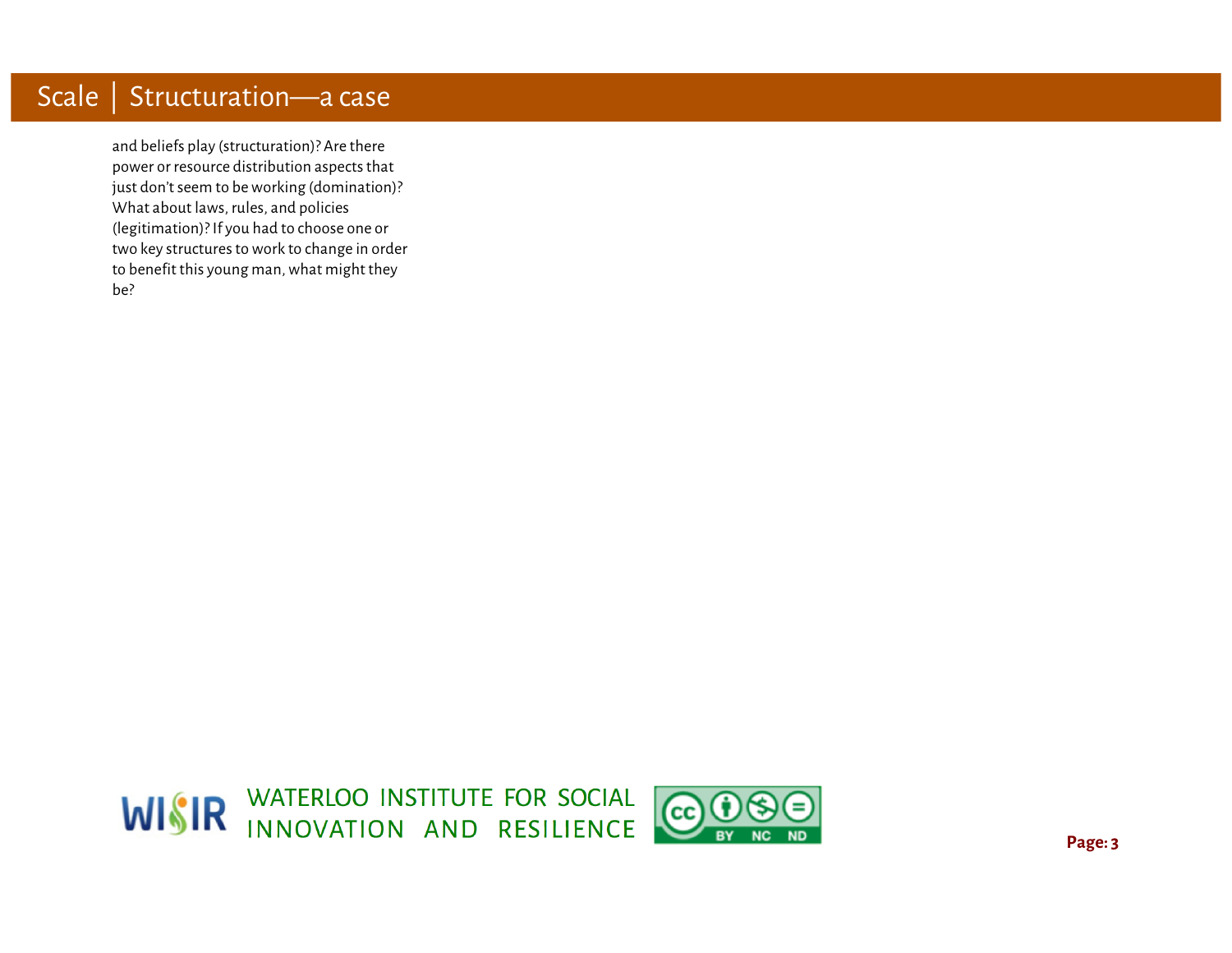and beliefs play (structuration)? Are there power or resource distribution aspects that just don't seem to be working (domination)? What about laws, rules, and policies (legitimation)? If you had to choose one or two key structures to work to change in order to benefit this young man, what might they be?